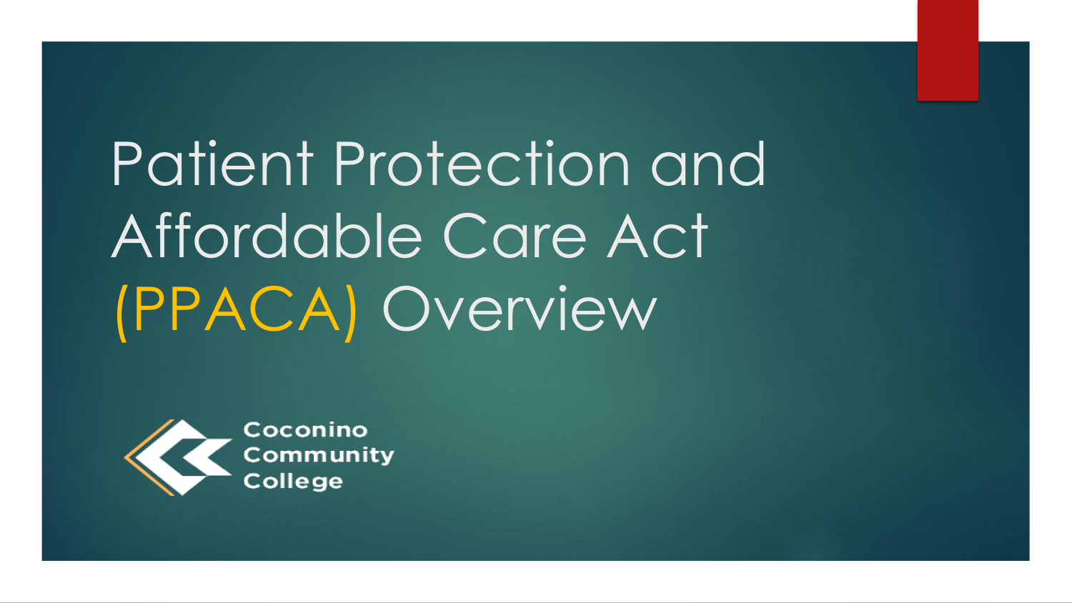# Patient Protection and Affordable Care Act (PPACA) Overview

Coconino Community College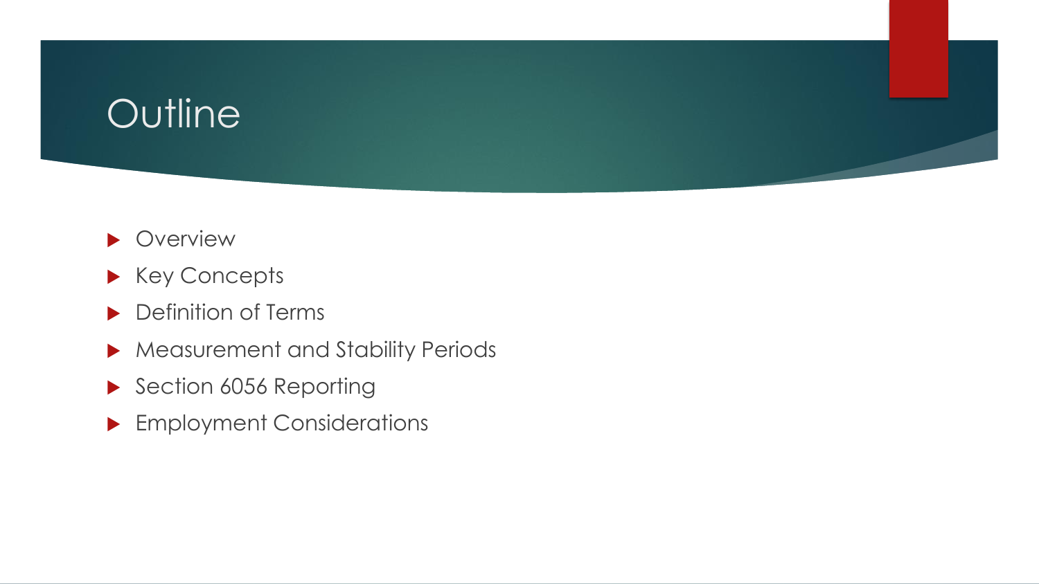# Outline

- Overview
- Key Concepts
- Definition of Terms
- Measurement and Stability Periods
- Section 6056 Reporting
- Employment Considerations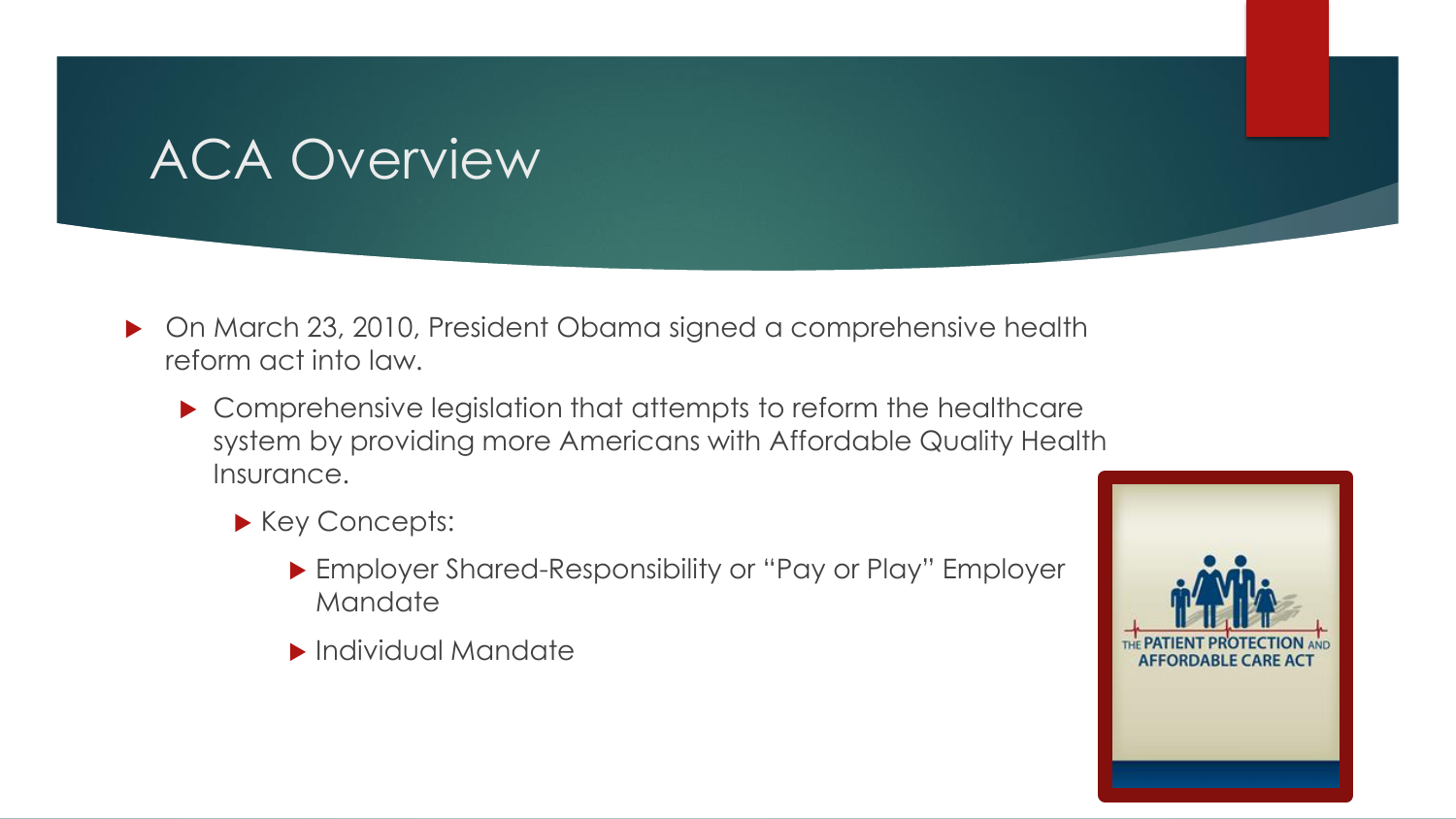# ACA Overview

- On March 23, 2010, President Obama signed a comprehensive health reform act into law.
  - Comprehensive legislation that attempts to reform the healthcare system by providing more Americans with Affordable Quality Health Insurance.
    - Key Concepts:
      - Employer Shared-Responsibility or "Pay or Play" Employer Mandate
      - Individual Mandate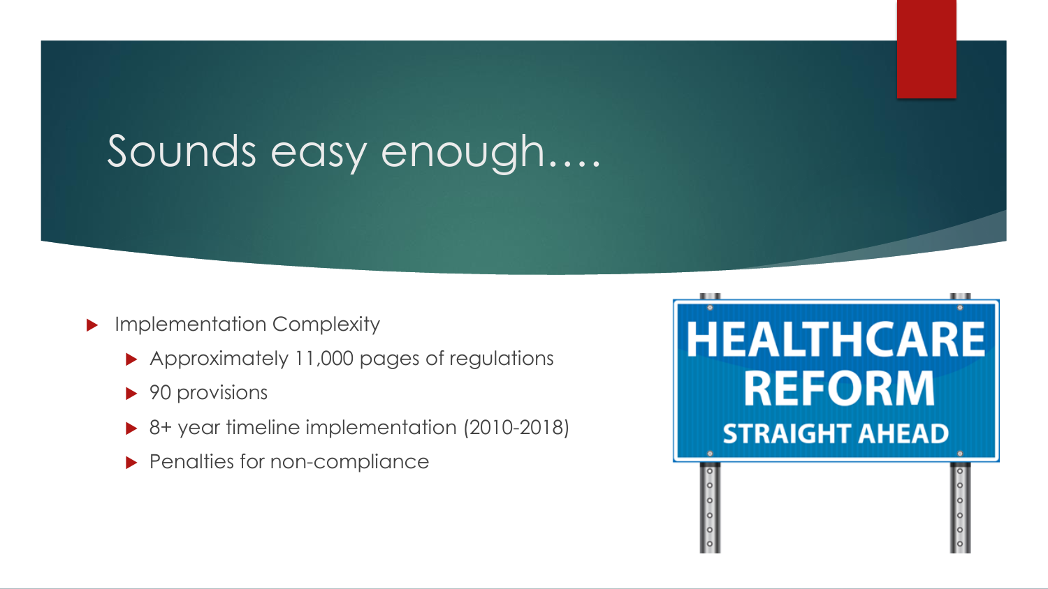# Sounds easy enough….

- Implementation Complexity
  - Approximately 11,000 pages of regulations
  - 90 provisions
  - 8+ year timeline implementation (2010-2018)
  - Penalties for non-compliance

HEALTHCARE REFORM STRAIGHT AHEAD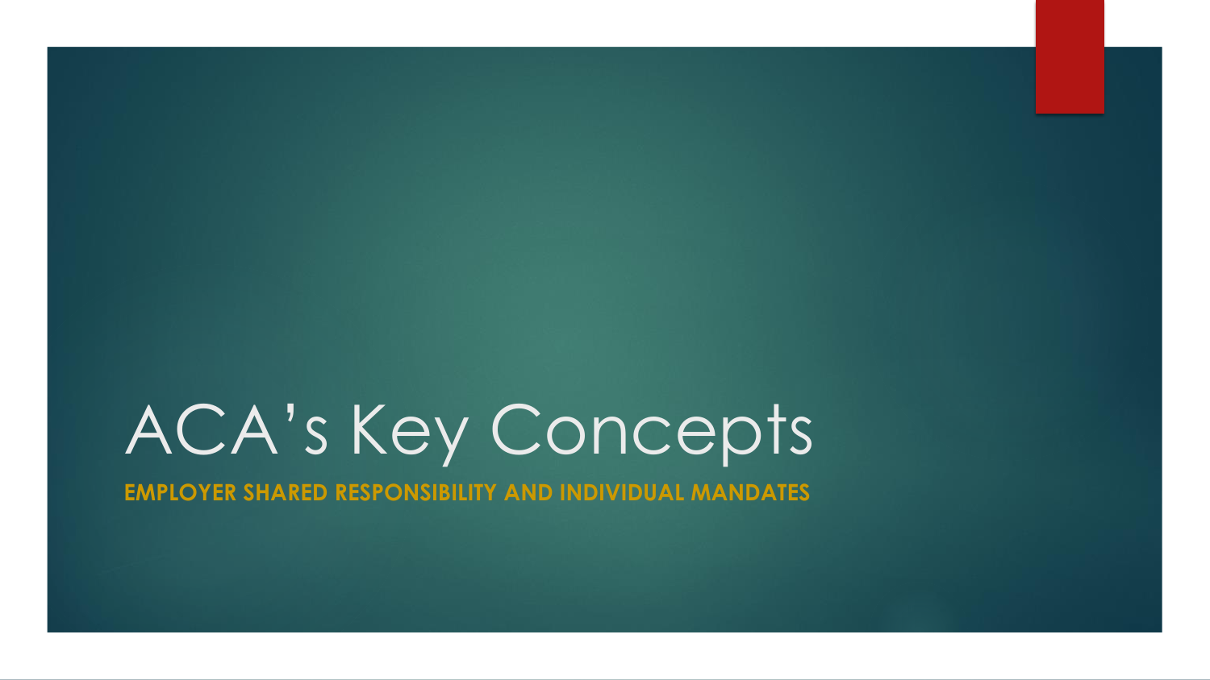# ACA’s Key Concepts

## EMPLOYER SHARED RESPONSIBILITY AND INDIVIDUAL MANDATES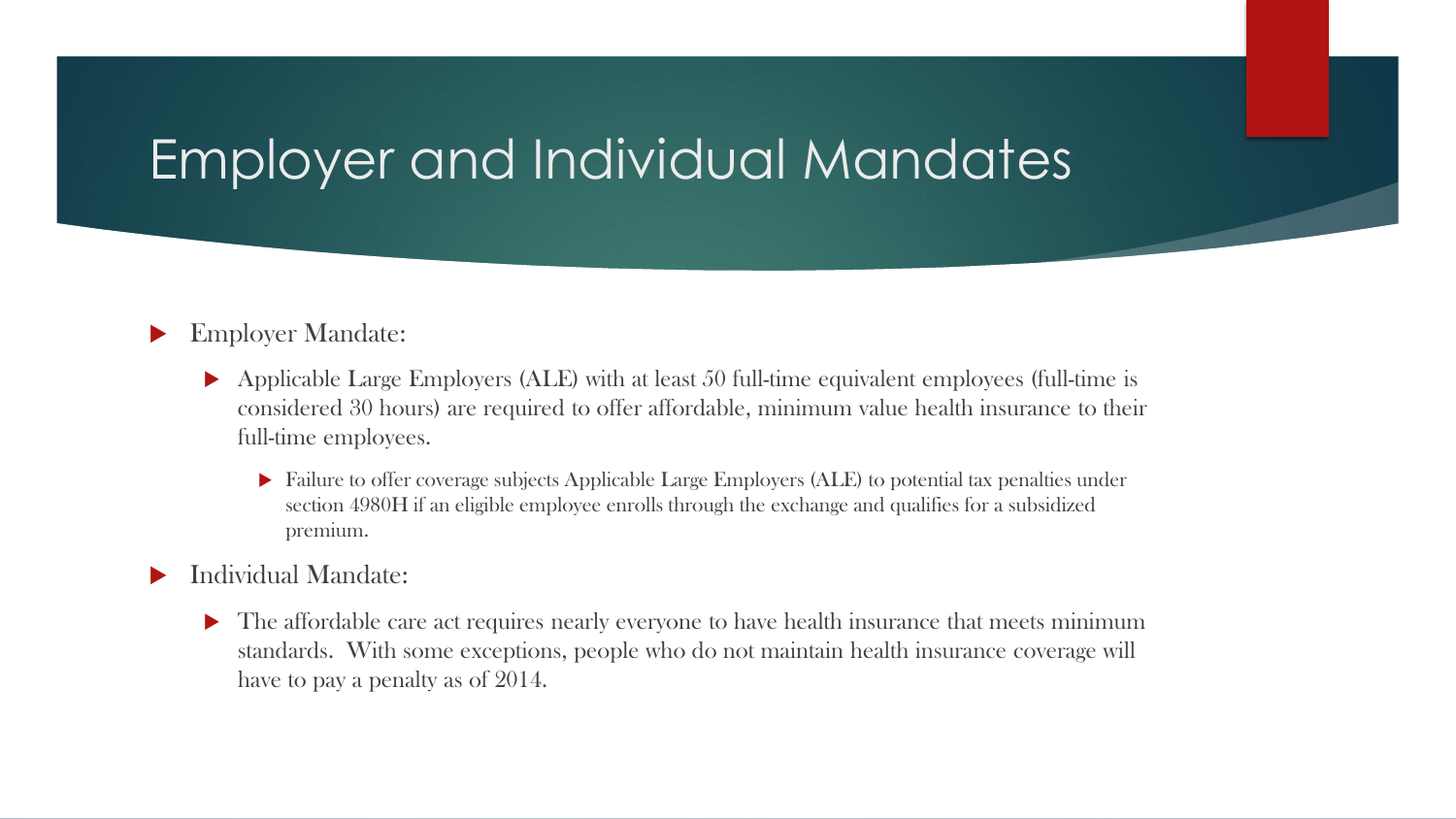# Employer and Individual Mandates

- Employer Mandate:
  - Applicable Large Employers (ALE) with at least 50 full-time equivalent employees (full-time is considered 30 hours) are required to offer affordable, minimum value health insurance to their full-time employees.
    - Failure to offer coverage subjects Applicable Large Employers (ALE) to potential tax penalties under section 4980H if an eligible employee enrolls through the exchange and qualifies for a subsidized premium.
- Individual Mandate:
  - The affordable care act requires nearly everyone to have health insurance that meets minimum standards. With some exceptions, people who do not maintain health insurance coverage will have to pay a penalty as of 2014.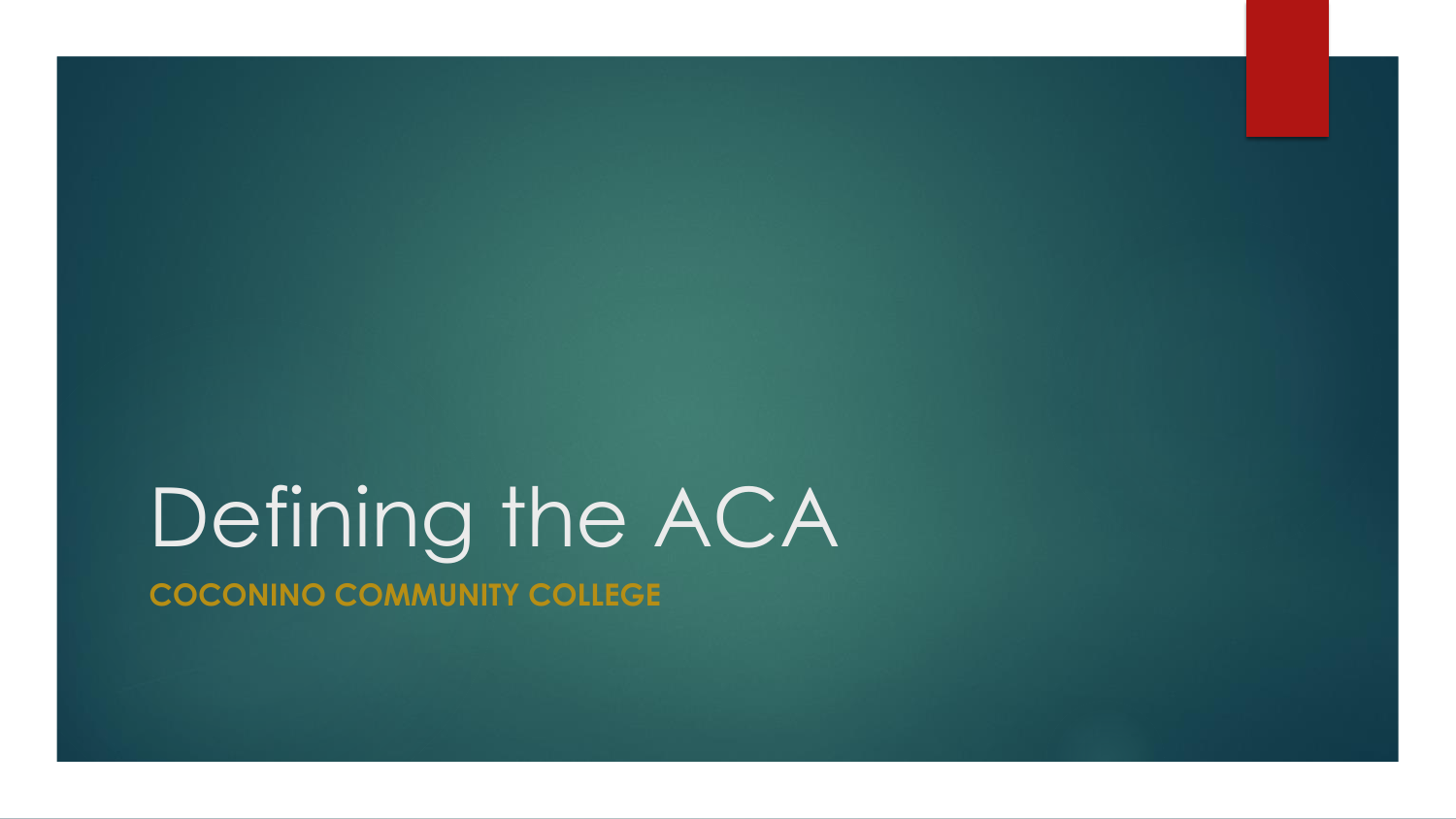# Defining the ACA

## COCONINO COMMUNITY COLLEGE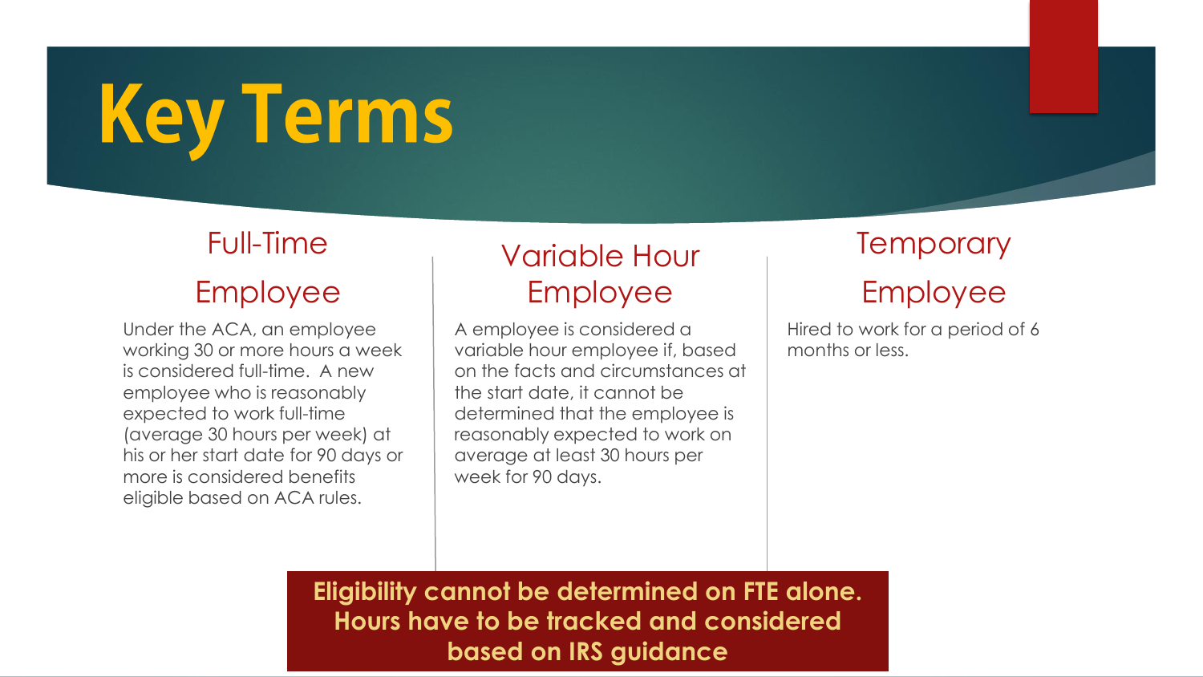# Key Terms

## Full-Time Employee

Under the ACA, an employee working 30 or more hours a week is considered full-time. A new employee who is reasonably expected to work full-time (average 30 hours per week) at his or her start date for 90 days or more is considered benefits eligible based on ACA rules.

## Variable Hour Employee

A employee is considered a variable hour employee if, based on the facts and circumstances at the start date, it cannot be determined that the employee is reasonably expected to work on average at least 30 hours per week for 90 days.

## Temporary Employee

Hired to work for a period of 6 months or less.

**Eligibility cannot be determined on FTE alone. Hours have to be tracked and considered based on IRS guidance**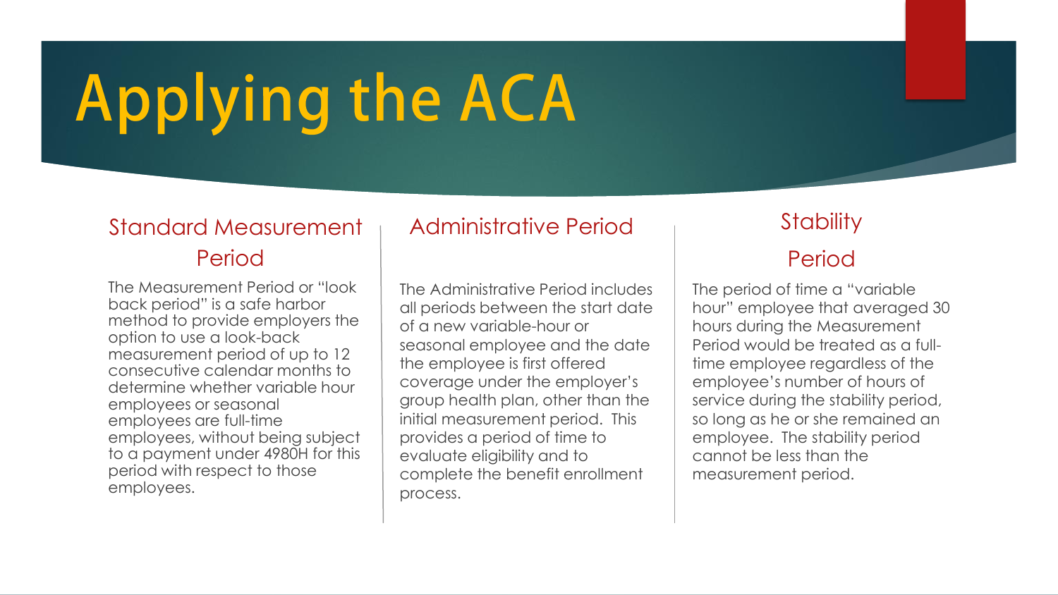# Applying the ACA

## Standard Measurement Period

The Measurement Period or "look back period" is a safe harbor method to provide employers the option to use a look-back measurement period of up to 12 consecutive calendar months to determine whether variable hour employees or seasonal employees are full-time employees, without being subject to a payment under 4980H for this period with respect to those employees.

## Administrative Period

The Administrative Period includes all periods between the start date of a new variable-hour or seasonal employee and the date the employee is first offered coverage under the employer's group health plan, other than the initial measurement period. This provides a period of time to evaluate eligibility and to complete the benefit enrollment process.

## Stability Period

The period of time a "variable hour" employee that averaged 30 hours during the Measurement Period would be treated as a full-time employee regardless of the employee's number of hours of service during the stability period, so long as he or she remained an employee. The stability period cannot be less than the measurement period.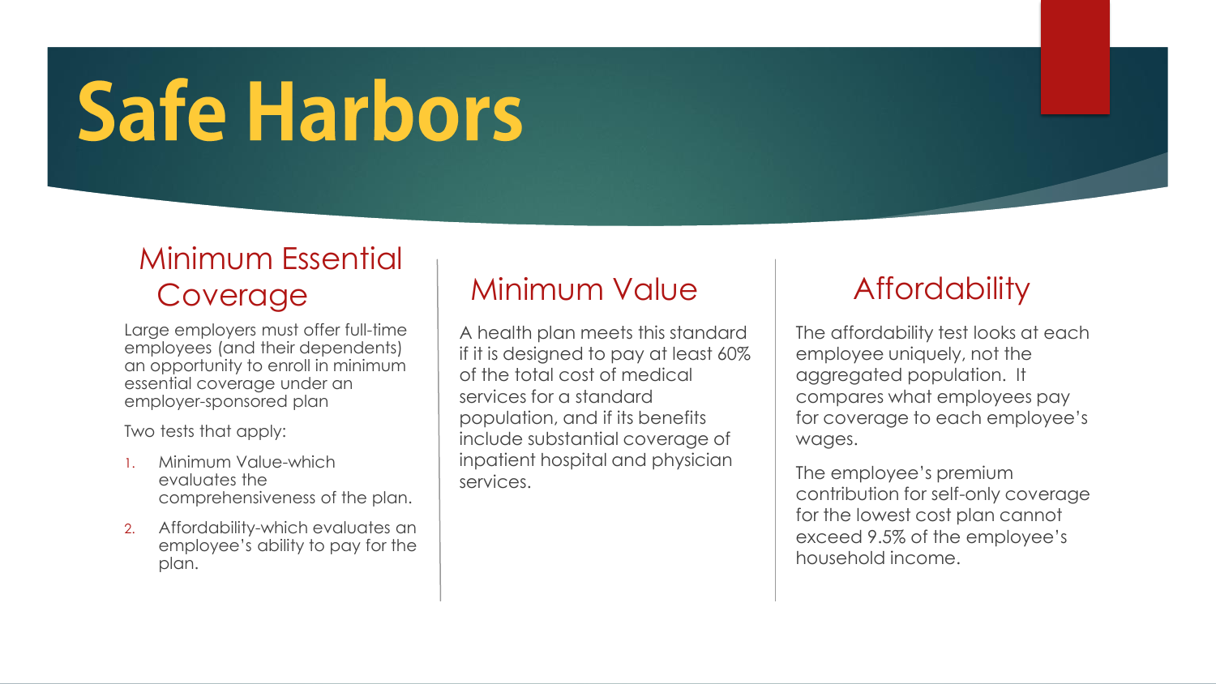# Safe Harbors

## Minimum Essential Coverage

Large employers must offer full-time employees (and their dependents) an opportunity to enroll in minimum essential coverage under an employer-sponsored plan

Two tests that apply:

1. Minimum Value-which evaluates the comprehensiveness of the plan.
2. Affordability-which evaluates an employee's ability to pay for the plan.

## Minimum Value

A health plan meets this standard if it is designed to pay at least 60% of the total cost of medical services for a standard population, and if its benefits include substantial coverage of inpatient hospital and physician services.

## Affordability

The affordability test looks at each employee uniquely, not the aggregated population. It compares what employees pay for coverage to each employee's wages.

The employee's premium contribution for self-only coverage for the lowest cost plan cannot exceed 9.5% of the employee's household income.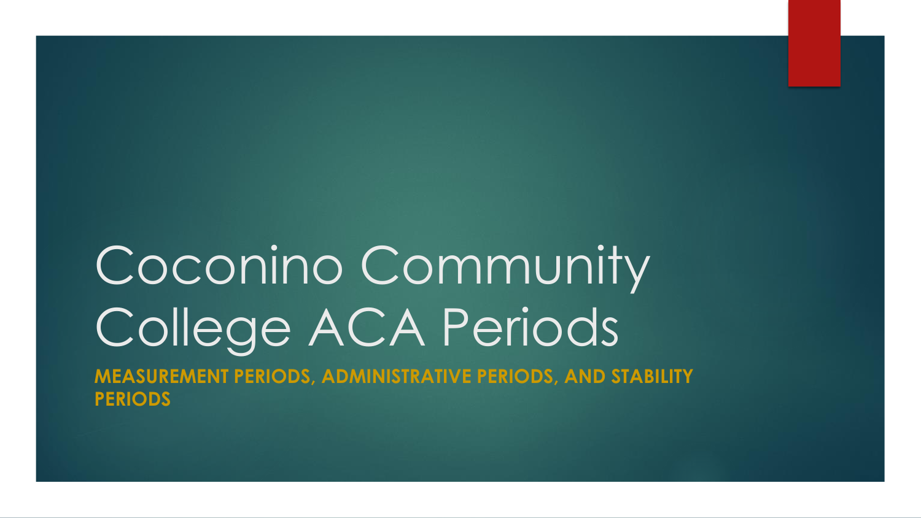# Coconino Community College ACA Periods

**MEASUREMENT PERIODS, ADMINISTRATIVE PERIODS, AND STABILITY PERIODS**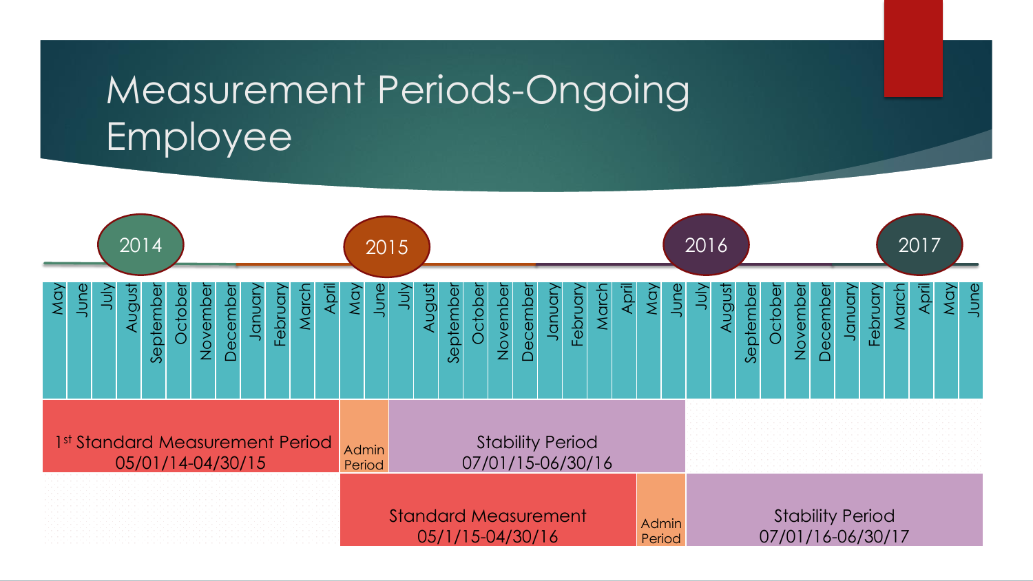# Measurement Periods-Ongoing Employee

2014 | 2015 | 2016 | 2017

| May | June | July | August | September | October | November | December | January | February | March | April | May | June | July | August | September | October | November | December | January | February | March | April | May | June | July | August | September | October | November | December | January | February | March | April | May | June |
|---|---|---|---|---|---|---|---|---|---|---|---|---|---|---|---|---|---|---|---|---|---|---|---|---|---|---|---|---|---|---|---|---|---|---|---|---|---|

- 1st Standard Measurement Period 05/01/14-04/30/15
- Admin Period
- Stability Period 07/01/15-06/30/16
- Standard Measurement 05/1/15-04/30/16
- Admin Period
- Stability Period 07/01/16-06/30/17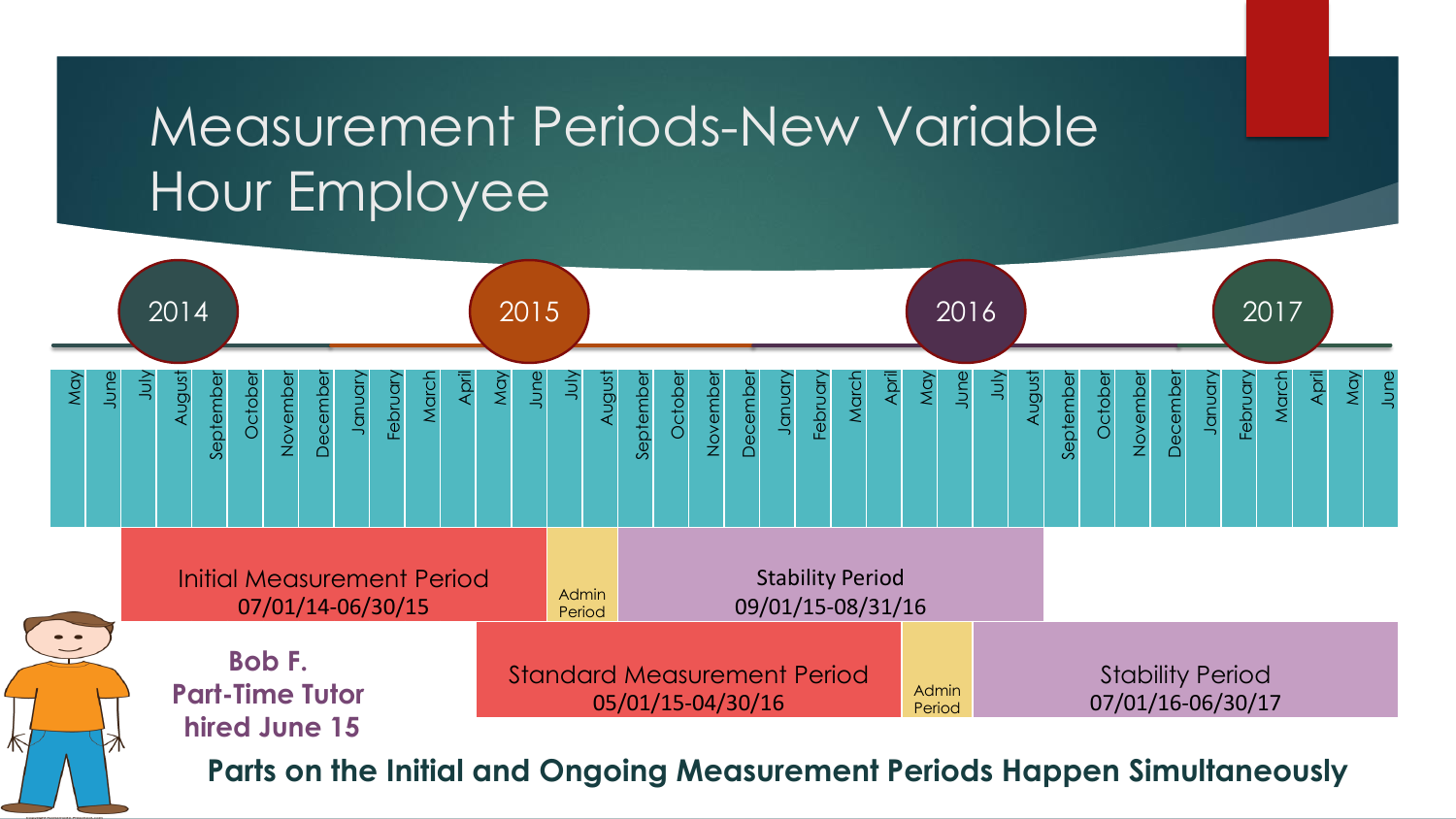# Measurement Periods-New Variable Hour Employee

2014 | 2015 | 2016 | 2017

May | June | July | August | September | October | November | December | January | February | March | April | May | June | July | August | September | October | November | December | January | February | March | April | May | June | July | August | September | October | November | December | January | February | March | April | May | June

Initial Measurement Period
07/01/14-06/30/15

Admin Period

Stability Period
09/01/15-08/31/16

Standard Measurement Period
05/01/15-04/30/16

Admin Period

Stability Period
07/01/16-06/30/17

**Bob F.**
**Part-Time Tutor**
**hired June 15**

**Parts on the Initial and Ongoing Measurement Periods Happen Simultaneously**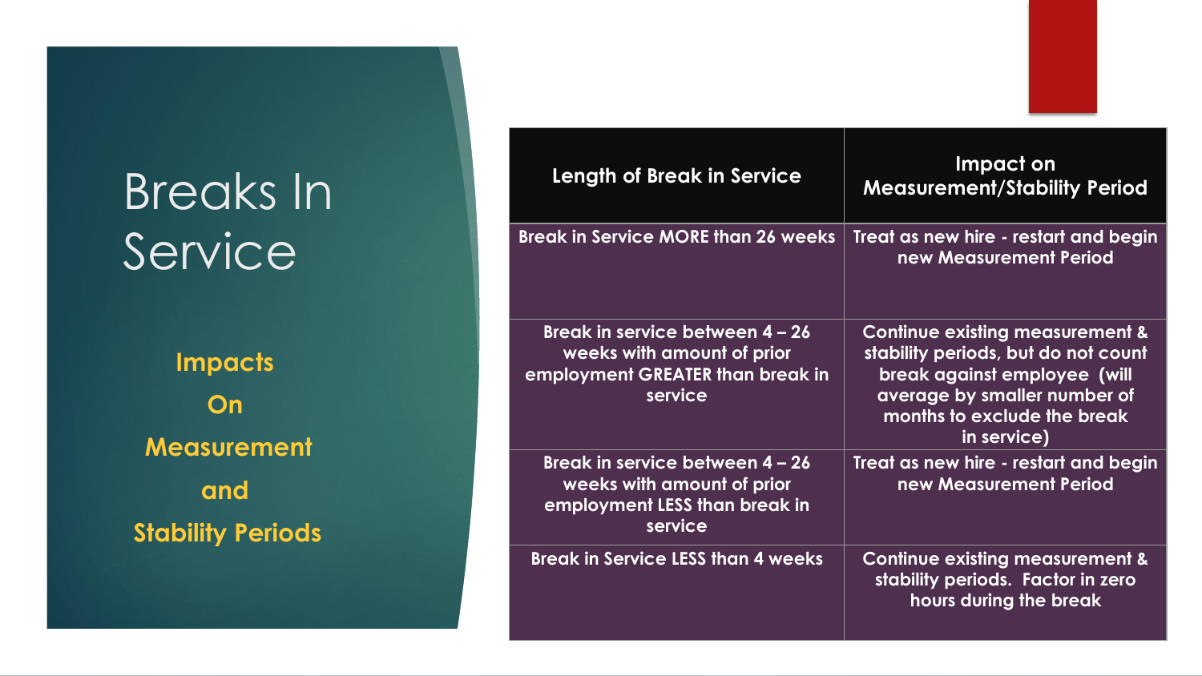# Breaks In Service

**Impacts On Measurement and Stability Periods**

| Length of Break in Service | Impact on Measurement/Stability Period |
| --- | --- |
| Break in Service MORE than 26 weeks | Treat as new hire - restart and begin new Measurement Period |
| Break in service between 4 – 26 weeks with amount of prior employment GREATER than break in service | Continue existing measurement & stability periods, but do not count break against employee (will average by smaller number of months to exclude the break in service) |
| Break in service between 4 – 26 weeks with amount of prior employment LESS than break in service | Treat as new hire - restart and begin new Measurement Period |
| Break in Service LESS than 4 weeks | Continue existing measurement & stability periods. Factor in zero hours during the break |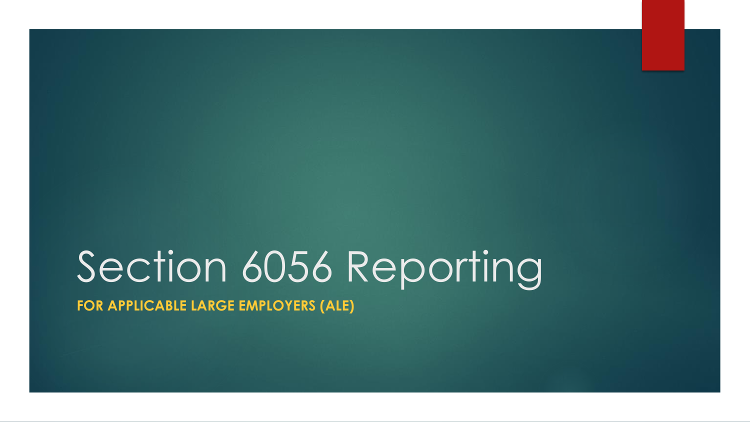# Section 6056 Reporting

**FOR APPLICABLE LARGE EMPLOYERS (ALE)**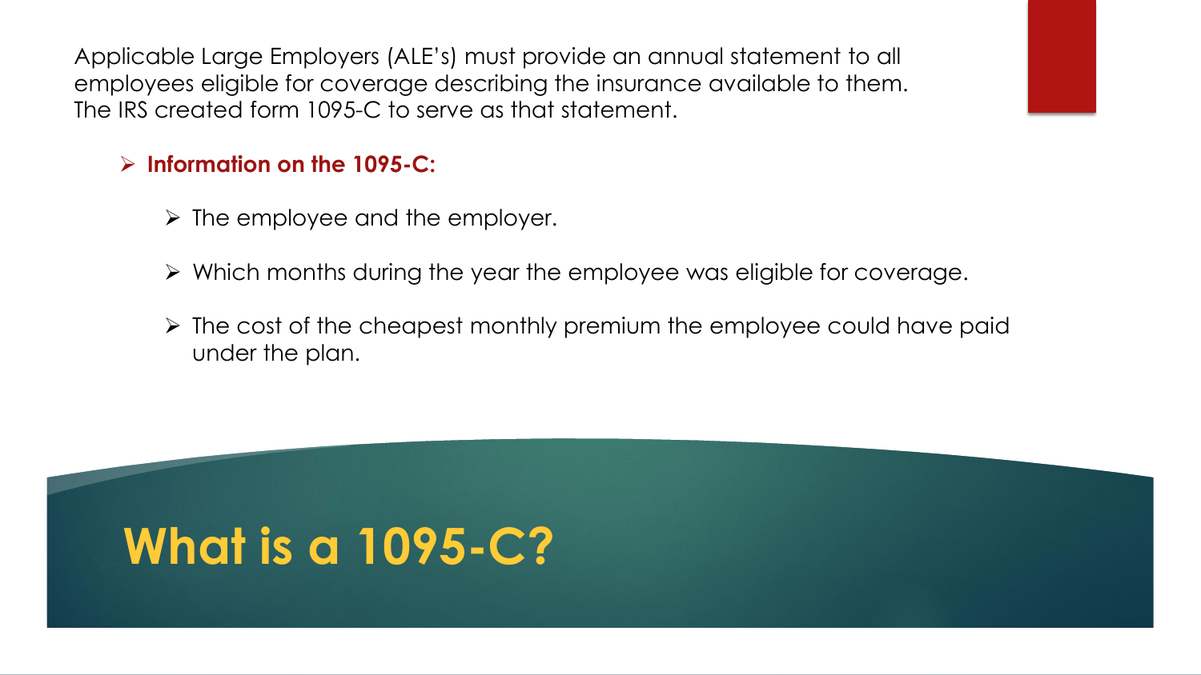# What is a 1095-C?

Applicable Large Employers (ALE's) must provide an annual statement to all employees eligible for coverage describing the insurance available to them. The IRS created form 1095-C to serve as that statement.

- **Information on the 1095-C:**
  - The employee and the employer.
  - Which months during the year the employee was eligible for coverage.
  - The cost of the cheapest monthly premium the employee could have paid under the plan.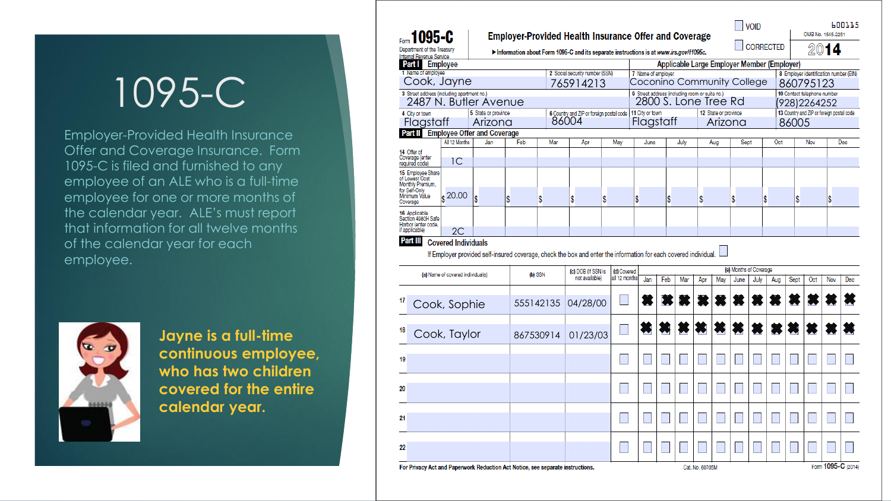# 1095-C

Employer-Provided Health Insurance Offer and Coverage Insurance. Form 1095-C is filed and furnished to any employee of an ALE who is a full-time employee for one or more months of the calendar year. ALE's must report that information for all twelve months of the calendar year for each employee.

**Jayne is a full-time continuous employee, who has two children covered for the entire calendar year.**

---

Form **1095-C** — Department of the Treasury, Internal Revenue Service

**Employer-Provided Health Insurance Offer and Coverage**

▶ Information about Form 1095-C and its separate instructions is at www.irs.gov/f1095c.

☐ VOID ☐ CORRECTED — 600115 — OMB No. 1545-2251 — 2014

**Part I Employee** / **Applicable Large Employer Member (Employer)**

| | |
|---|---|
| 1 Name of employee: Cook, Jayne | 2 Social security number (SSN): 765914213 |
| 3 Street address (including apartment no.): 2487 N. Butler Avenue | |
| 4 City or town: Flagstaff | 5 State or province: Arizona |
| 6 Country and ZIP or foreign postal code: 86004 | |
| 7 Name of employer: Coconino Community College | 8 Employer identification number (EIN): 860795123 |
| 9 Street address (including room or suite no.): 2800 S. Lone Tree Rd | 10 Contact telephone number: (928)2264252 |
| 11 City or town: Flagstaff | 12 State or province: Arizona |
| 13 Country and ZIP or foreign postal code: 86005 | |

**Part II Employee Offer and Coverage**

| | All 12 Months | Jan | Feb | Mar | Apr | May | June | July | Aug | Sept | Oct | Nov | Dec |
|---|---|---|---|---|---|---|---|---|---|---|---|---|---|
| 14 Offer of Coverage (enter required code) | 1C | | | | | | | | | | | | |
| 15 Employee Share of Lowest Cost Monthly Premium, for Self-Only Minimum Value Coverage | $ 20.00 | $ | $ | $ | $ | $ | $ | $ | $ | $ | $ | $ | $ |
| 16 Applicable Section 4980H Safe Harbor (enter code, if applicable) | 2C | | | | | | | | | | | | |

**Part III Covered Individuals**

If Employer provided self-insured coverage, check the box and enter the information for each covered individual. ☐

| | (a) Name of covered individual(s) | (b) SSN | (c) DOB (If SSN is not available) | (d) Covered all 12 months | Jan | Feb | Mar | Apr | May | June | July | Aug | Sept | Oct | Nov | Dec |
|---|---|---|---|---|---|---|---|---|---|---|---|---|---|---|---|---|
| 17 | Cook, Sophie | 555142135 | 04/28/00 | ☐ | ✖ | ✖ | ✖ | ✖ | ✖ | ✖ | ✖ | ✖ | ✖ | ✖ | ✖ | ✖ |
| 18 | Cook, Taylor | 867530914 | 01/23/03 | ☐ | ✖ | ✖ | ✖ | ✖ | ✖ | ✖ | ✖ | ✖ | ✖ | ✖ | ✖ | ✖ |
| 19 | | | | ☐ | ☐ | ☐ | ☐ | ☐ | ☐ | ☐ | ☐ | ☐ | ☐ | ☐ | ☐ | ☐ |
| 20 | | | | ☐ | ☐ | ☐ | ☐ | ☐ | ☐ | ☐ | ☐ | ☐ | ☐ | ☐ | ☐ | ☐ |
| 21 | | | | ☐ | ☐ | ☐ | ☐ | ☐ | ☐ | ☐ | ☐ | ☐ | ☐ | ☐ | ☐ | ☐ |
| 22 | | | | ☐ | ☐ | ☐ | ☐ | ☐ | ☐ | ☐ | ☐ | ☐ | ☐ | ☐ | ☐ | ☐ |

For Privacy Act and Paperwork Reduction Act Notice, see separate instructions. Cat. No. 60705M Form 1095-C (2014)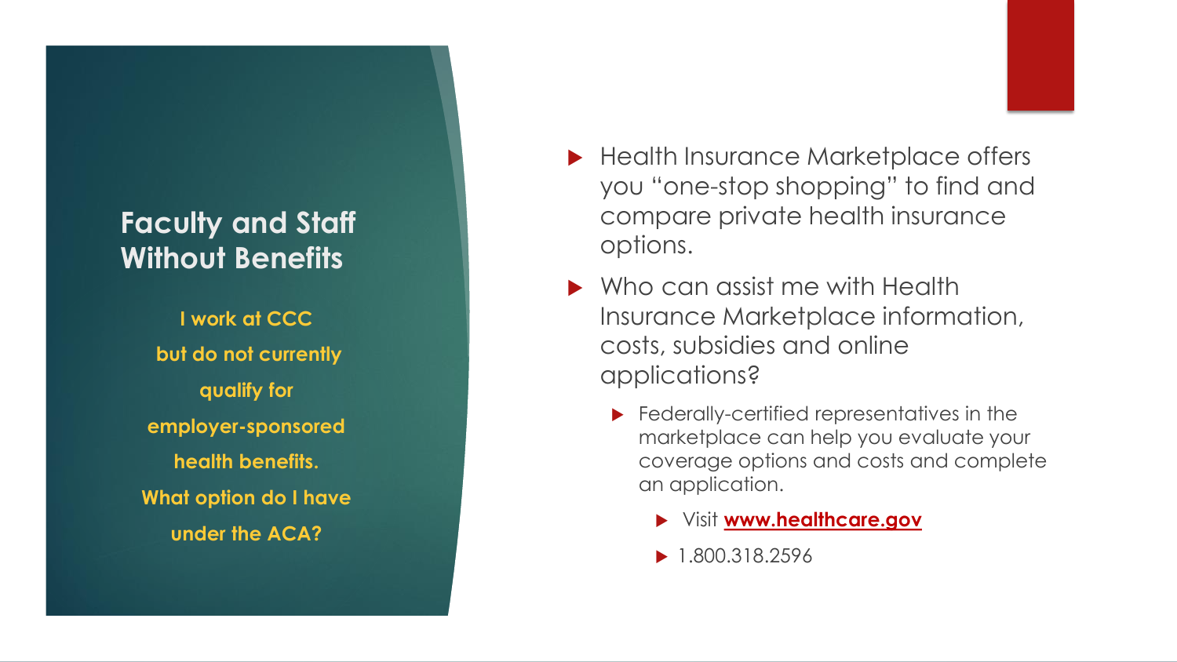## Faculty and Staff Without Benefits

**I work at CCC but do not currently qualify for employer-sponsored health benefits. What option do I have under the ACA?**

- Health Insurance Marketplace offers you "one-stop shopping" to find and compare private health insurance options.
- Who can assist me with Health Insurance Marketplace information, costs, subsidies and online applications?
  - Federally-certified representatives in the marketplace can help you evaluate your coverage options and costs and complete an application.
    - Visit **www.healthcare.gov**
    - 1.800.318.2596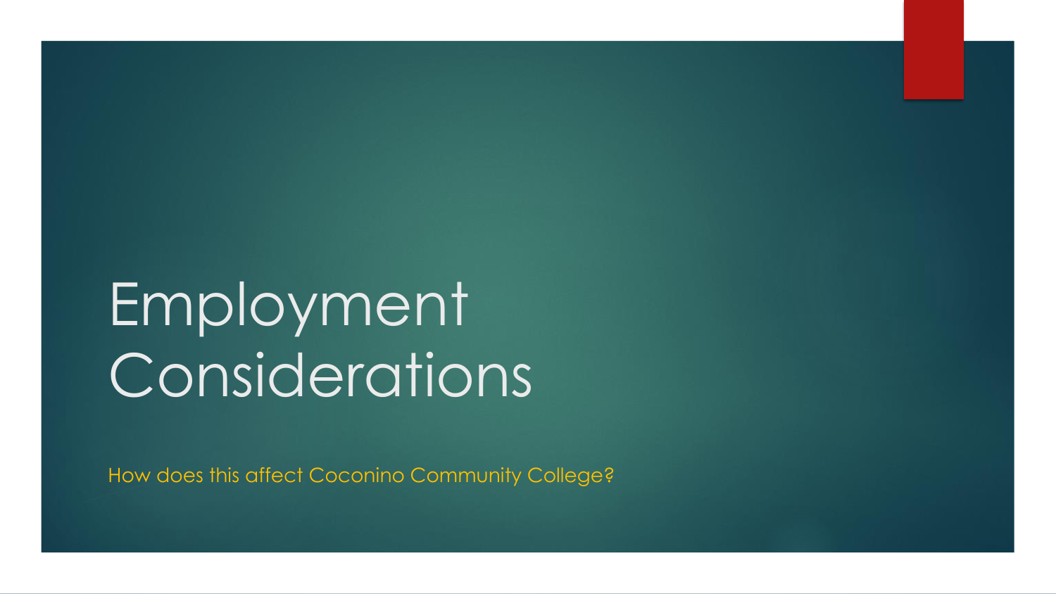# Employment Considerations

How does this affect Coconino Community College?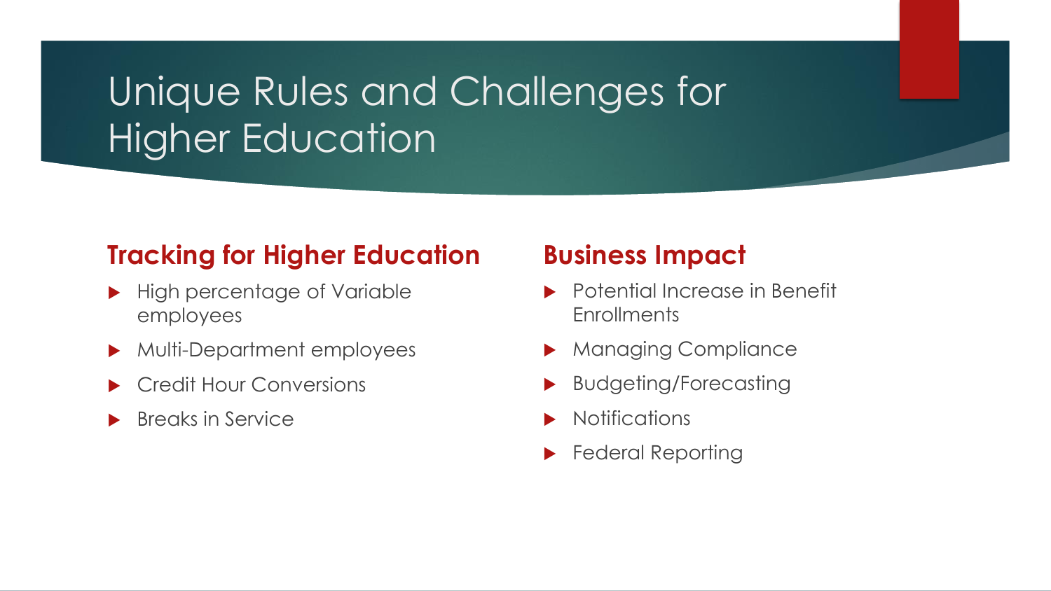# Unique Rules and Challenges for Higher Education

## Tracking for Higher Education

- High percentage of Variable employees
- Multi-Department employees
- Credit Hour Conversions
- Breaks in Service

## Business Impact

- Potential Increase in Benefit Enrollments
- Managing Compliance
- Budgeting/Forecasting
- Notifications
- Federal Reporting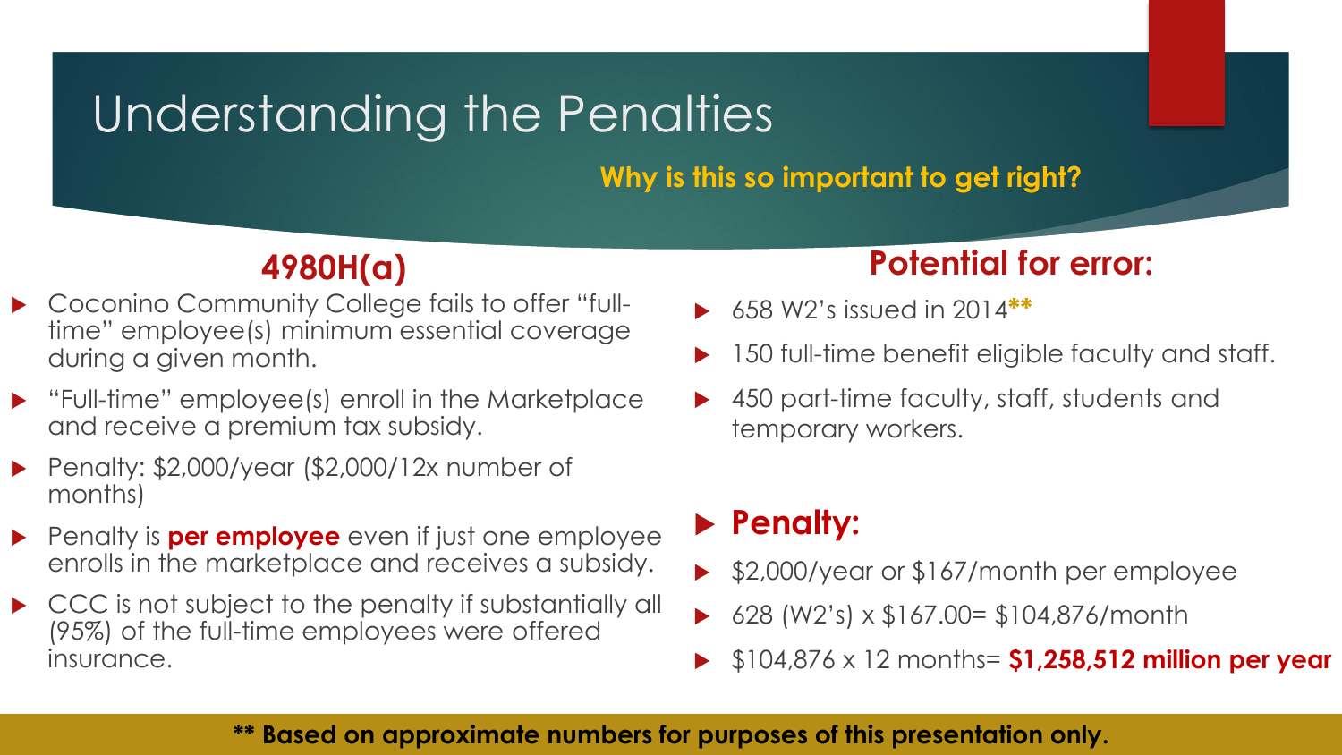# Understanding the Penalties

**Why is this so important to get right?**

## 4980H(a)

- Coconino Community College fails to offer "full-time" employee(s) minimum essential coverage during a given month.
- "Full-time" employee(s) enroll in the Marketplace and receive a premium tax subsidy.
- Penalty: $2,000/year ($2,000/12x number of months)
- Penalty is **per employee** even if just one employee enrolls in the marketplace and receives a subsidy.
- CCC is not subject to the penalty if substantially all (95%) of the full-time employees were offered insurance.

## Potential for error:

- 658 W2's issued in 2014**
- 150 full-time benefit eligible faculty and staff.
- 450 part-time faculty, staff, students and temporary workers.

### Penalty:

- $2,000/year or $167/month per employee
- 628 (W2's) x $167.00= $104,876/month
- $104,876 x 12 months= **$1,258,512 million per year**

**** Based on approximate numbers for purposes of this presentation only.**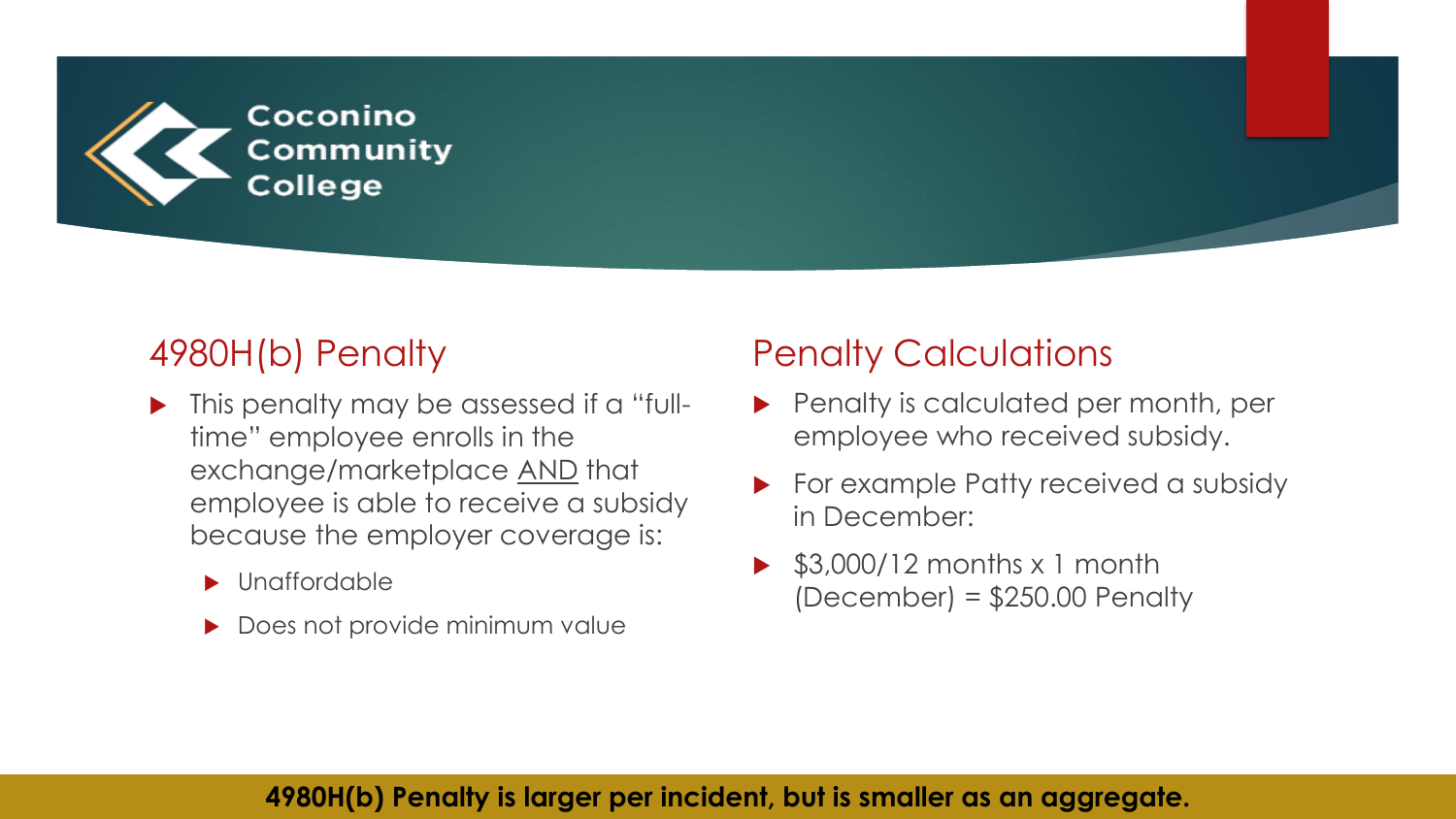Coconino Community College

## 4980H(b) Penalty

- This penalty may be assessed if a "full-time" employee enrolls in the exchange/marketplace <u>AND</u> that employee is able to receive a subsidy because the employer coverage is:
  - Unaffordable
  - Does not provide minimum value

## Penalty Calculations

- Penalty is calculated per month, per employee who received subsidy.
- For example Patty received a subsidy in December:
- $3,000/12 months x 1 month (December) = $250.00 Penalty

**4980H(b) Penalty is larger per incident, but is smaller as an aggregate.**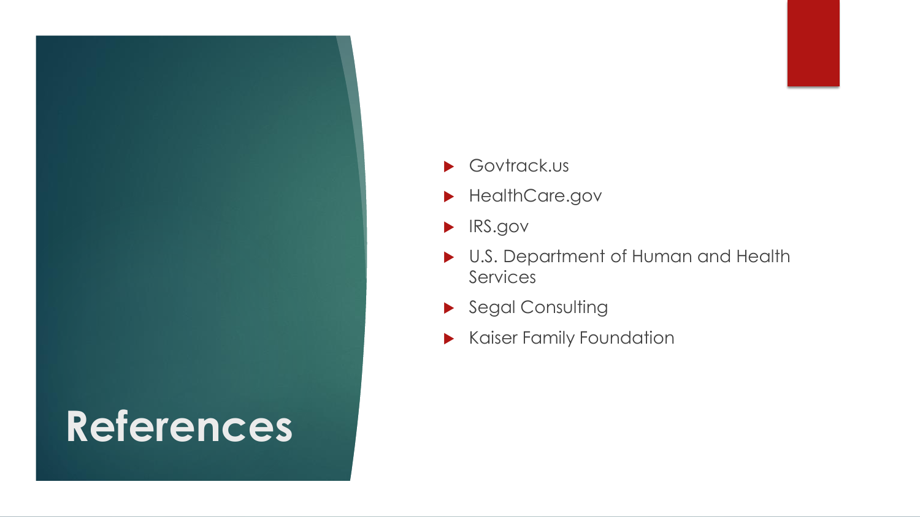# References

- Govtrack.us
- HealthCare.gov
- IRS.gov
- U.S. Department of Human and Health Services
- Segal Consulting
- Kaiser Family Foundation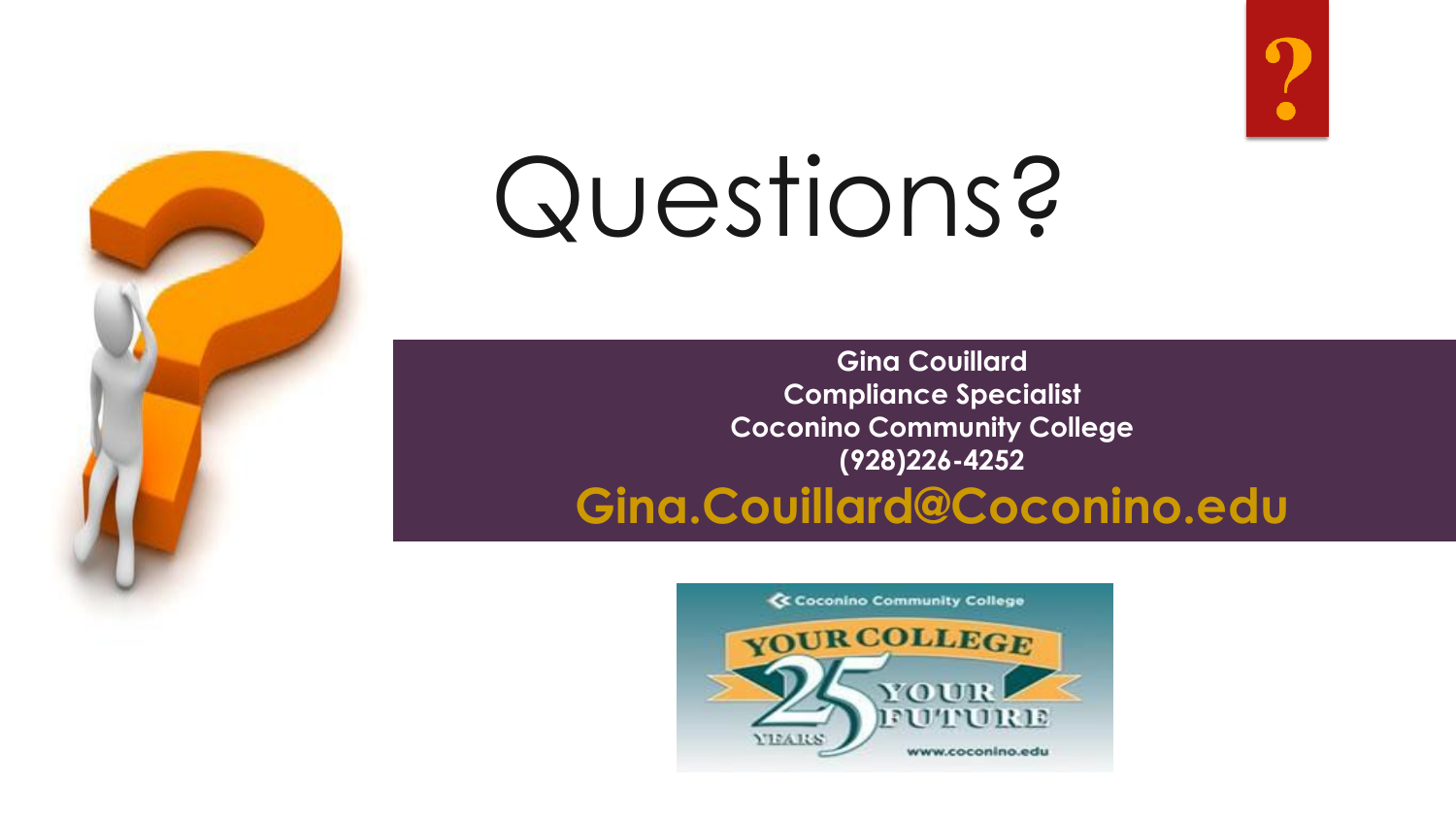# Questions?

**Gina Couillard**
**Compliance Specialist**
**Coconino Community College**
**(928)226-4252**
**Gina.Couillard@Coconino.edu**